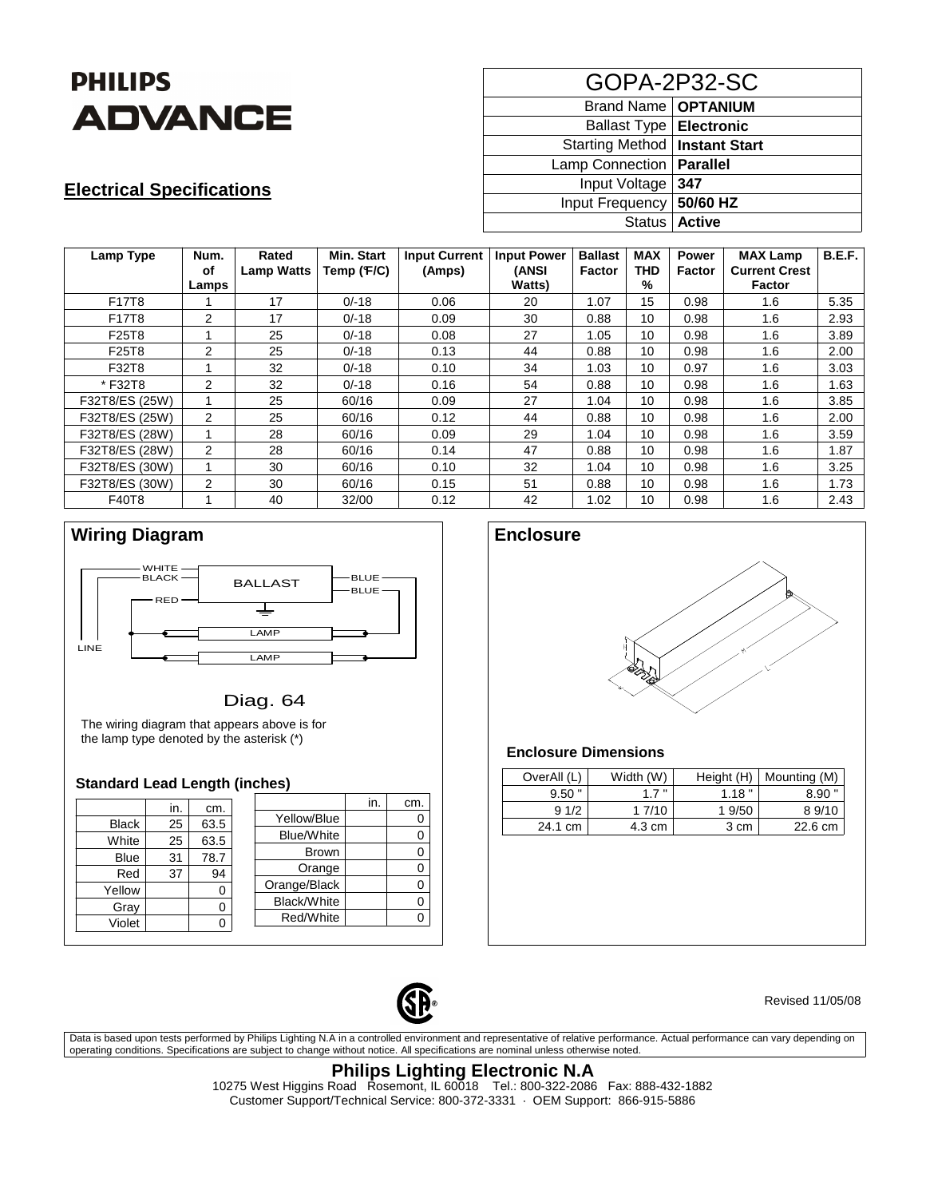**PHILIPS ADVANCE**

## Electrical Specifications

| GOPA-2P32-SC | |
|---|---|
| Brand Name | **OPTANIUM** |
| Ballast Type | **Electronic** |
| Starting Method | **Instant Start** |
| Lamp Connection | **Parallel** |
| Input Voltage | **347** |
| Input Frequency | **50/60 HZ** |
| Status | **Active** |

| Lamp Type | Num. of Lamps | Rated Lamp Watts | Min. Start Temp (°F/C) | Input Current (Amps) | Input Power (ANSI Watts) | Ballast Factor | MAX THD % | Power Factor | MAX Lamp Current Crest Factor | B.E.F. |
|---|---|---|---|---|---|---|---|---|---|---|
| F17T8 | 1 | 17 | 0/-18 | 0.06 | 20 | 1.07 | 15 | 0.98 | 1.6 | 5.35 |
| F17T8 | 2 | 17 | 0/-18 | 0.09 | 30 | 0.88 | 10 | 0.98 | 1.6 | 2.93 |
| F25T8 | 1 | 25 | 0/-18 | 0.08 | 27 | 1.05 | 10 | 0.98 | 1.6 | 3.89 |
| F25T8 | 2 | 25 | 0/-18 | 0.13 | 44 | 0.88 | 10 | 0.98 | 1.6 | 2.00 |
| F32T8 | 1 | 32 | 0/-18 | 0.10 | 34 | 1.03 | 10 | 0.97 | 1.6 | 3.03 |
| * F32T8 | 2 | 32 | 0/-18 | 0.16 | 54 | 0.88 | 10 | 0.98 | 1.6 | 1.63 |
| F32T8/ES (25W) | 1 | 25 | 60/16 | 0.09 | 27 | 1.04 | 10 | 0.98 | 1.6 | 3.85 |
| F32T8/ES (25W) | 2 | 25 | 60/16 | 0.12 | 44 | 0.88 | 10 | 0.98 | 1.6 | 2.00 |
| F32T8/ES (28W) | 1 | 28 | 60/16 | 0.09 | 29 | 1.04 | 10 | 0.98 | 1.6 | 3.59 |
| F32T8/ES (28W) | 2 | 28 | 60/16 | 0.14 | 47 | 0.88 | 10 | 0.98 | 1.6 | 1.87 |
| F32T8/ES (30W) | 1 | 30 | 60/16 | 0.10 | 32 | 1.04 | 10 | 0.98 | 1.6 | 3.25 |
| F32T8/ES (30W) | 2 | 30 | 60/16 | 0.15 | 51 | 0.88 | 10 | 0.98 | 1.6 | 1.73 |
| F40T8 | 1 | 40 | 32/00 | 0.12 | 42 | 1.02 | 10 | 0.98 | 1.6 | 2.43 |

## Wiring Diagram

WHITE, BLACK, RED, BALLAST, BLUE, BLUE, LAMP, LAMP, LINE

Diag. 64

The wiring diagram that appears above is for the lamp type denoted by the asterisk (*)

### Standard Lead Length (inches)

| | in. | cm. |
|---|---|---|
| Black | 25 | 63.5 |
| White | 25 | 63.5 |
| Blue | 31 | 78.7 |
| Red | 37 | 94 |
| Yellow | | 0 |
| Gray | | 0 |
| Violet | | 0 |

| | in. | cm. |
|---|---|---|
| Yellow/Blue | | 0 |
| Blue/White | | 0 |
| Brown | | 0 |
| Orange | | 0 |
| Orange/Black | | 0 |
| Black/White | | 0 |
| Red/White | | 0 |

## Enclosure

### Enclosure Dimensions

| OverAll (L) | Width (W) | Height (H) | Mounting (M) |
|---|---|---|---|
| 9.50 " | 1.7 " | 1.18 " | 8.90 " |
| 9 1/2 | 1 7/10 | 1 9/50 | 8 9/10 |
| 24.1 cm | 4.3 cm | 3 cm | 22.6 cm |

Revised 11/05/08

Data is based upon tests performed by Philips Lighting N.A in a controlled environment and representative of relative performance. Actual performance can vary depending on operating conditions. Specifications are subject to change without notice. All specifications are nominal unless otherwise noted.

**Philips Lighting Electronic N.A**

10275 West Higgins Road Rosemont, IL 60018 Tel.: 800-322-2086 Fax: 888-432-1882

Customer Support/Technical Service: 800-372-3331 · OEM Support: 866-915-5886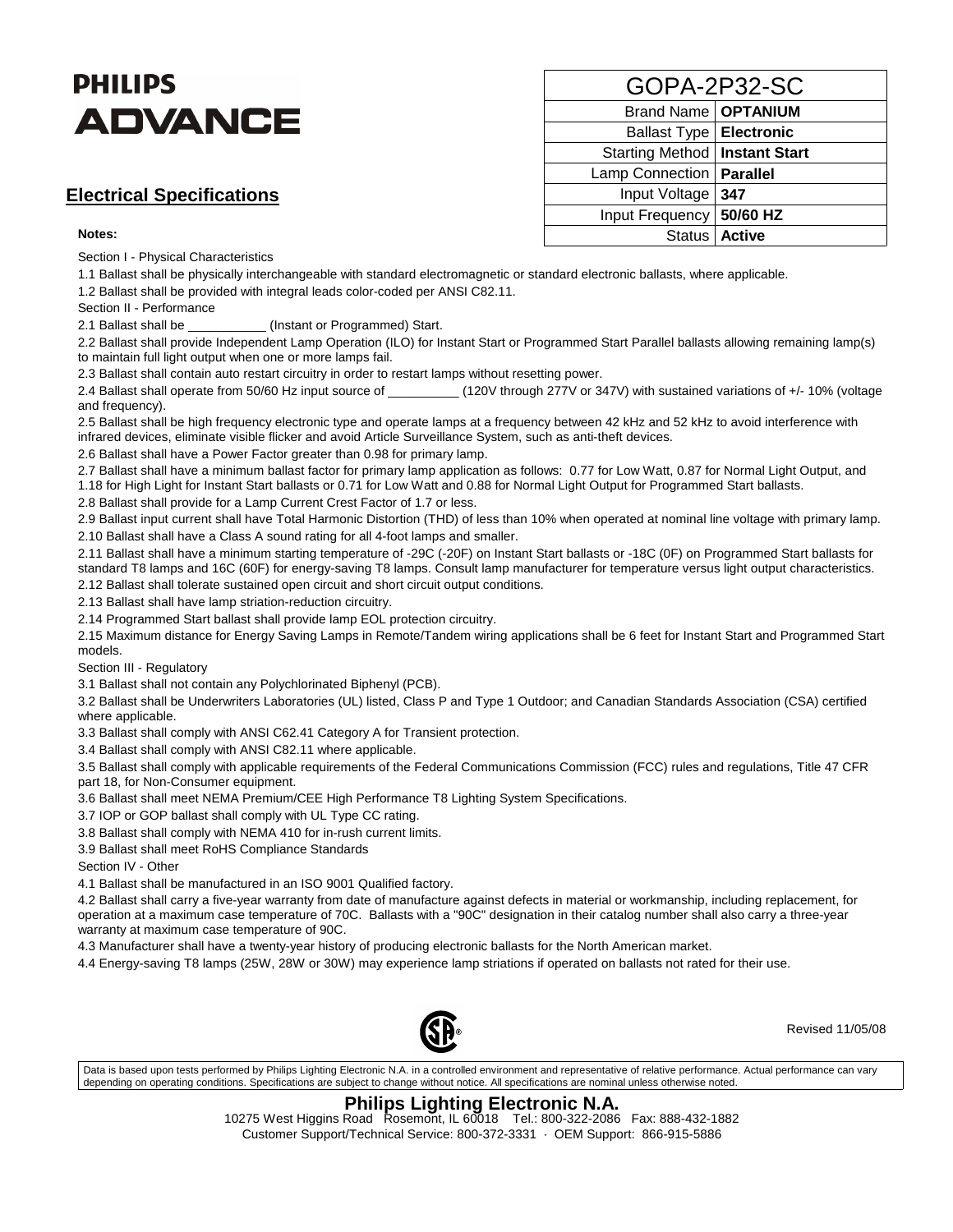**PHILIPS**
**ADVANCE**

| GOPA-2P32-SC | |
|---|---|
| Brand Name | **OPTANIUM** |
| Ballast Type | **Electronic** |
| Starting Method | **Instant Start** |
| Lamp Connection | **Parallel** |
| Input Voltage | **347** |
| Input Frequency | **50/60 HZ** |
| Status | **Active** |

## Electrical Specifications

**Notes:**

Section I - Physical Characteristics

1.1 Ballast shall be physically interchangeable with standard electromagnetic or standard electronic ballasts, where applicable.

1.2 Ballast shall be provided with integral leads color-coded per ANSI C82.11.

Section II - Performance

2.1 Ballast shall be ___________ (Instant or Programmed) Start.

2.2 Ballast shall provide Independent Lamp Operation (ILO) for Instant Start or Programmed Start Parallel ballasts allowing remaining lamp(s) to maintain full light output when one or more lamps fail.

2.3 Ballast shall contain auto restart circuitry in order to restart lamps without resetting power.

2.4 Ballast shall operate from 50/60 Hz input source of __________ (120V through 277V or 347V) with sustained variations of +/- 10% (voltage and frequency).

2.5 Ballast shall be high frequency electronic type and operate lamps at a frequency between 42 kHz and 52 kHz to avoid interference with infrared devices, eliminate visible flicker and avoid Article Surveillance System, such as anti-theft devices.

2.6 Ballast shall have a Power Factor greater than 0.98 for primary lamp.

2.7 Ballast shall have a minimum ballast factor for primary lamp application as follows: 0.77 for Low Watt, 0.87 for Normal Light Output, and 1.18 for High Light for Instant Start ballasts or 0.71 for Low Watt and 0.88 for Normal Light Output for Programmed Start ballasts.

2.8 Ballast shall provide for a Lamp Current Crest Factor of 1.7 or less.

2.9 Ballast input current shall have Total Harmonic Distortion (THD) of less than 10% when operated at nominal line voltage with primary lamp.

2.10 Ballast shall have a Class A sound rating for all 4-foot lamps and smaller.

2.11 Ballast shall have a minimum starting temperature of -29C (-20F) on Instant Start ballasts or -18C (0F) on Programmed Start ballasts for standard T8 lamps and 16C (60F) for energy-saving T8 lamps. Consult lamp manufacturer for temperature versus light output characteristics.

2.12 Ballast shall tolerate sustained open circuit and short circuit output conditions.

2.13 Ballast shall have lamp striation-reduction circuitry.

2.14 Programmed Start ballast shall provide lamp EOL protection circuitry.

2.15 Maximum distance for Energy Saving Lamps in Remote/Tandem wiring applications shall be 6 feet for Instant Start and Programmed Start models.

Section III - Regulatory

3.1 Ballast shall not contain any Polychlorinated Biphenyl (PCB).

3.2 Ballast shall be Underwriters Laboratories (UL) listed, Class P and Type 1 Outdoor; and Canadian Standards Association (CSA) certified where applicable.

3.3 Ballast shall comply with ANSI C62.41 Category A for Transient protection.

3.4 Ballast shall comply with ANSI C82.11 where applicable.

3.5 Ballast shall comply with applicable requirements of the Federal Communications Commission (FCC) rules and regulations, Title 47 CFR part 18, for Non-Consumer equipment.

3.6 Ballast shall meet NEMA Premium/CEE High Performance T8 Lighting System Specifications.

3.7 IOP or GOP ballast shall comply with UL Type CC rating.

3.8 Ballast shall comply with NEMA 410 for in-rush current limits.

3.9 Ballast shall meet RoHS Compliance Standards

Section IV - Other

4.1 Ballast shall be manufactured in an ISO 9001 Qualified factory.

4.2 Ballast shall carry a five-year warranty from date of manufacture against defects in material or workmanship, including replacement, for operation at a maximum case temperature of 70C. Ballasts with a "90C" designation in their catalog number shall also carry a three-year warranty at maximum case temperature of 90C.

4.3 Manufacturer shall have a twenty-year history of producing electronic ballasts for the North American market.

4.4 Energy-saving T8 lamps (25W, 28W or 30W) may experience lamp striations if operated on ballasts not rated for their use.

Revised 11/05/08

Data is based upon tests performed by Philips Lighting Electronic N.A. in a controlled environment and representative of relative performance. Actual performance can vary depending on operating conditions. Specifications are subject to change without notice. All specifications are nominal unless otherwise noted.

**Philips Lighting Electronic N.A.**
10275 West Higgins Road Rosemont, IL 60018 Tel.: 800-322-2086 Fax: 888-432-1882
Customer Support/Technical Service: 800-372-3331 · OEM Support: 866-915-5886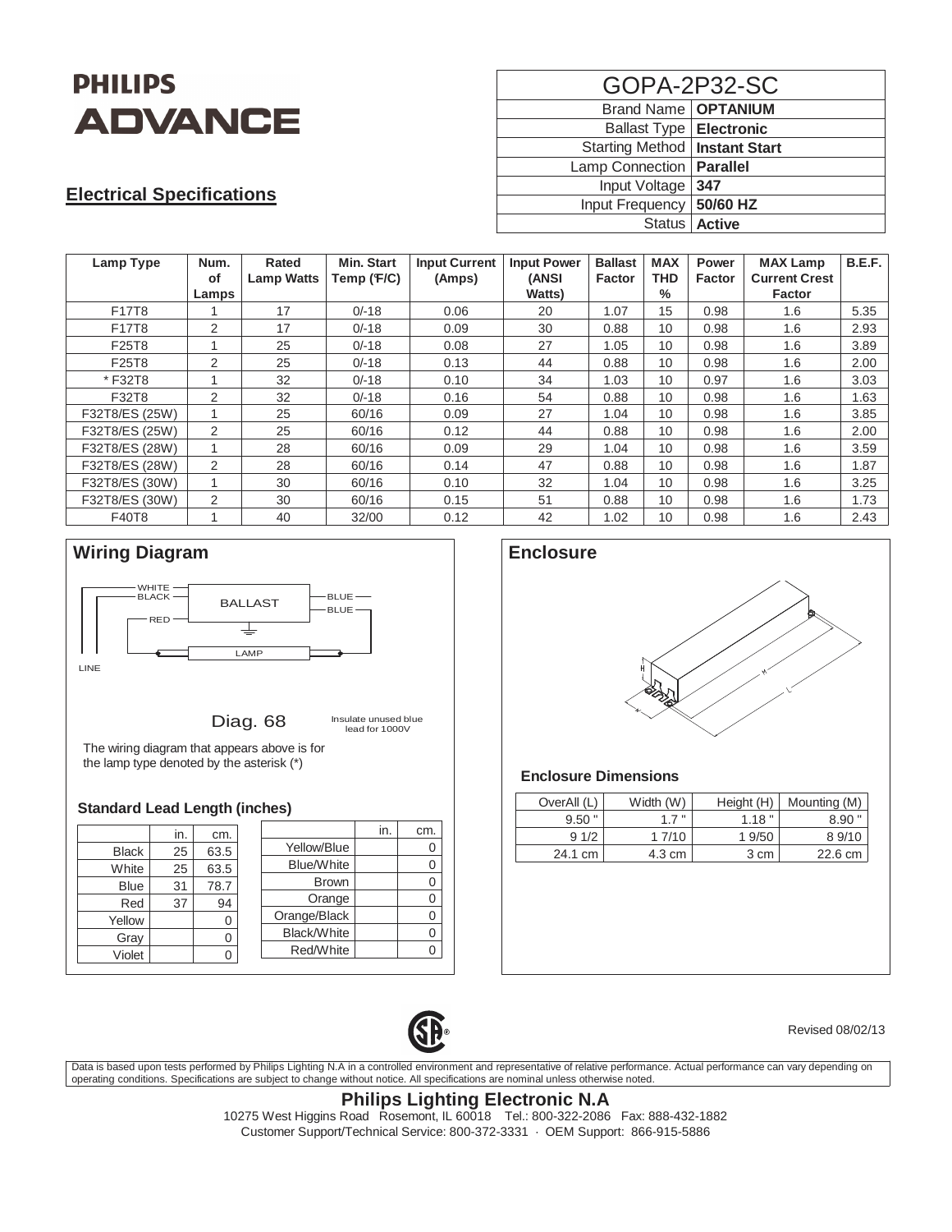# PHILIPS ADVANCE

| GOPA-2P32-SC | |
|---|---|
| Brand Name | **OPTANIUM** |
| Ballast Type | **Electronic** |
| Starting Method | **Instant Start** |
| Lamp Connection | **Parallel** |
| Input Voltage | **347** |
| Input Frequency | **50/60 HZ** |
| Status | **Active** |

## Electrical Specifications

| Lamp Type | Num. of Lamps | Rated Lamp Watts | Min. Start Temp (°F/C) | Input Current (Amps) | Input Power (ANSI Watts) | Ballast Factor | MAX THD % | Power Factor | MAX Lamp Current Crest Factor | B.E.F. |
|---|---|---|---|---|---|---|---|---|---|---|
| F17T8 | 1 | 17 | 0/-18 | 0.06 | 20 | 1.07 | 15 | 0.98 | 1.6 | 5.35 |
| F17T8 | 2 | 17 | 0/-18 | 0.09 | 30 | 0.88 | 10 | 0.98 | 1.6 | 2.93 |
| F25T8 | 1 | 25 | 0/-18 | 0.08 | 27 | 1.05 | 10 | 0.98 | 1.6 | 3.89 |
| F25T8 | 2 | 25 | 0/-18 | 0.13 | 44 | 0.88 | 10 | 0.98 | 1.6 | 2.00 |
| * F32T8 | 1 | 32 | 0/-18 | 0.10 | 34 | 1.03 | 10 | 0.97 | 1.6 | 3.03 |
| F32T8 | 2 | 32 | 0/-18 | 0.16 | 54 | 0.88 | 10 | 0.98 | 1.6 | 1.63 |
| F32T8/ES (25W) | 1 | 25 | 60/16 | 0.09 | 27 | 1.04 | 10 | 0.98 | 1.6 | 3.85 |
| F32T8/ES (25W) | 2 | 25 | 60/16 | 0.12 | 44 | 0.88 | 10 | 0.98 | 1.6 | 2.00 |
| F32T8/ES (28W) | 1 | 28 | 60/16 | 0.09 | 29 | 1.04 | 10 | 0.98 | 1.6 | 3.59 |
| F32T8/ES (28W) | 2 | 28 | 60/16 | 0.14 | 47 | 0.88 | 10 | 0.98 | 1.6 | 1.87 |
| F32T8/ES (30W) | 1 | 30 | 60/16 | 0.10 | 32 | 1.04 | 10 | 0.98 | 1.6 | 3.25 |
| F32T8/ES (30W) | 2 | 30 | 60/16 | 0.15 | 51 | 0.88 | 10 | 0.98 | 1.6 | 1.73 |
| F40T8 | 1 | 40 | 32/00 | 0.12 | 42 | 1.02 | 10 | 0.98 | 1.6 | 2.43 |

## Wiring Diagram

WHITE, BLACK, BALLAST, BLUE, BLUE, RED, LAMP, LINE

Diag. 68

Insulate unused blue lead for 1000V

The wiring diagram that appears above is for the lamp type denoted by the asterisk (*)

### Standard Lead Length (inches)

| | in. | cm. |
|---|---|---|
| Black | 25 | 63.5 |
| White | 25 | 63.5 |
| Blue | 31 | 78.7 |
| Red | 37 | 94 |
| Yellow | | 0 |
| Gray | | 0 |
| Violet | | 0 |

| | in. | cm. |
|---|---|---|
| Yellow/Blue | | 0 |
| Blue/White | | 0 |
| Brown | | 0 |
| Orange | | 0 |
| Orange/Black | | 0 |
| Black/White | | 0 |
| Red/White | | 0 |

## Enclosure

### Enclosure Dimensions

| OverAll (L) | Width (W) | Height (H) | Mounting (M) |
|---|---|---|---|
| 9.50 " | 1.7 " | 1.18 " | 8.90 " |
| 9 1/2 | 1 7/10 | 1 9/50 | 8 9/10 |
| 24.1 cm | 4.3 cm | 3 cm | 22.6 cm |

Revised 08/02/13

Data is based upon tests performed by Philips Lighting N.A in a controlled environment and representative of relative performance. Actual performance can vary depending on operating conditions. Specifications are subject to change without notice. All specifications are nominal unless otherwise noted.

**Philips Lighting Electronic N.A**
10275 West Higgins Road Rosemont, IL 60018 Tel.: 800-322-2086 Fax: 888-432-1882
Customer Support/Technical Service: 800-372-3331 · OEM Support: 866-915-5886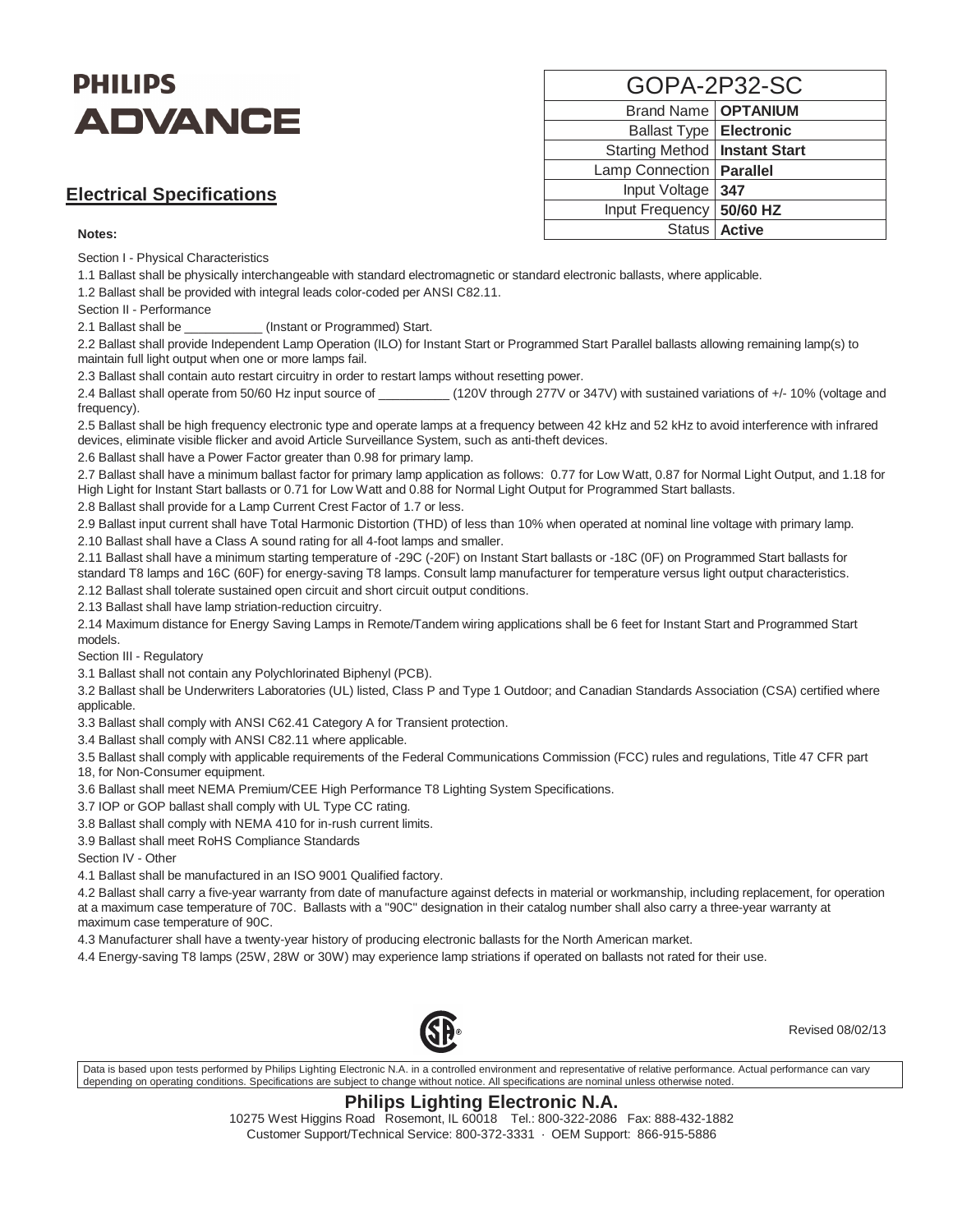# PHILIPS ADVANCE

| GOPA-2P32-SC | |
|---|---|
| Brand Name | **OPTANIUM** |
| Ballast Type | **Electronic** |
| Starting Method | **Instant Start** |
| Lamp Connection | **Parallel** |
| Input Voltage | **347** |
| Input Frequency | **50/60 HZ** |
| Status | **Active** |

## Electrical Specifications

**Notes:**

Section I - Physical Characteristics

1.1 Ballast shall be physically interchangeable with standard electromagnetic or standard electronic ballasts, where applicable.

1.2 Ballast shall be provided with integral leads color-coded per ANSI C82.11.

Section II - Performance

2.1 Ballast shall be ___________ (Instant or Programmed) Start.

2.2 Ballast shall provide Independent Lamp Operation (ILO) for Instant Start or Programmed Start Parallel ballasts allowing remaining lamp(s) to maintain full light output when one or more lamps fail.

2.3 Ballast shall contain auto restart circuitry in order to restart lamps without resetting power.

2.4 Ballast shall operate from 50/60 Hz input source of __________ (120V through 277V or 347V) with sustained variations of +/- 10% (voltage and frequency).

2.5 Ballast shall be high frequency electronic type and operate lamps at a frequency between 42 kHz and 52 kHz to avoid interference with infrared devices, eliminate visible flicker and avoid Article Surveillance System, such as anti-theft devices.

2.6 Ballast shall have a Power Factor greater than 0.98 for primary lamp.

2.7 Ballast shall have a minimum ballast factor for primary lamp application as follows: 0.77 for Low Watt, 0.87 for Normal Light Output, and 1.18 for High Light for Instant Start ballasts or 0.71 for Low Watt and 0.88 for Normal Light Output for Programmed Start ballasts.

2.8 Ballast shall provide for a Lamp Current Crest Factor of 1.7 or less.

2.9 Ballast input current shall have Total Harmonic Distortion (THD) of less than 10% when operated at nominal line voltage with primary lamp.

2.10 Ballast shall have a Class A sound rating for all 4-foot lamps and smaller.

2.11 Ballast shall have a minimum starting temperature of -29C (-20F) on Instant Start ballasts or -18C (0F) on Programmed Start ballasts for standard T8 lamps and 16C (60F) for energy-saving T8 lamps. Consult lamp manufacturer for temperature versus light output characteristics.

2.12 Ballast shall tolerate sustained open circuit and short circuit output conditions.

2.13 Ballast shall have lamp striation-reduction circuitry.

2.14 Maximum distance for Energy Saving Lamps in Remote/Tandem wiring applications shall be 6 feet for Instant Start and Programmed Start models.

Section III - Regulatory

3.1 Ballast shall not contain any Polychlorinated Biphenyl (PCB).

3.2 Ballast shall be Underwriters Laboratories (UL) listed, Class P and Type 1 Outdoor; and Canadian Standards Association (CSA) certified where applicable.

3.3 Ballast shall comply with ANSI C62.41 Category A for Transient protection.

3.4 Ballast shall comply with ANSI C82.11 where applicable.

3.5 Ballast shall comply with applicable requirements of the Federal Communications Commission (FCC) rules and regulations, Title 47 CFR part 18, for Non-Consumer equipment.

3.6 Ballast shall meet NEMA Premium/CEE High Performance T8 Lighting System Specifications.

3.7 IOP or GOP ballast shall comply with UL Type CC rating.

3.8 Ballast shall comply with NEMA 410 for in-rush current limits.

3.9 Ballast shall meet RoHS Compliance Standards

Section IV - Other

4.1 Ballast shall be manufactured in an ISO 9001 Qualified factory.

4.2 Ballast shall carry a five-year warranty from date of manufacture against defects in material or workmanship, including replacement, for operation at a maximum case temperature of 70C. Ballasts with a "90C" designation in their catalog number shall also carry a three-year warranty at maximum case temperature of 90C.

4.3 Manufacturer shall have a twenty-year history of producing electronic ballasts for the North American market.

4.4 Energy-saving T8 lamps (25W, 28W or 30W) may experience lamp striations if operated on ballasts not rated for their use.

Revised 08/02/13

Data is based upon tests performed by Philips Lighting Electronic N.A. in a controlled environment and representative of relative performance. Actual performance can vary depending on operating conditions. Specifications are subject to change without notice. All specifications are nominal unless otherwise noted.

**Philips Lighting Electronic N.A.**

10275 West Higgins Road Rosemont, IL 60018 Tel.: 800-322-2086 Fax: 888-432-1882

Customer Support/Technical Service: 800-372-3331 · OEM Support: 866-915-5886